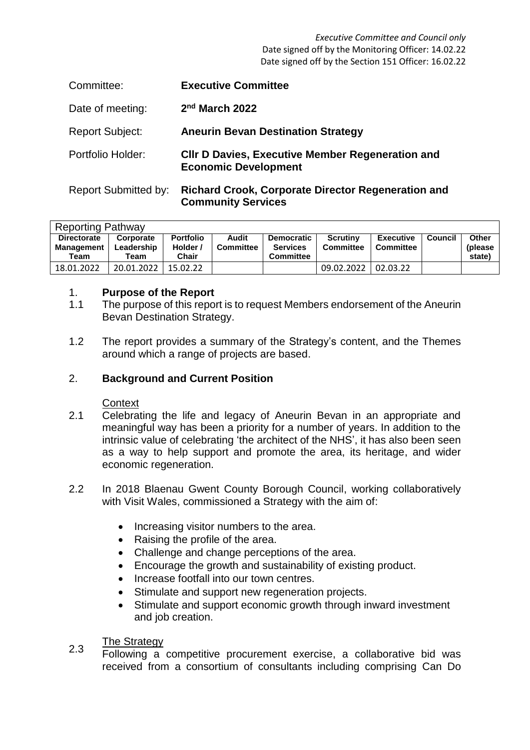*Executive Committee and Council only*
Date signed off by the Monitoring Officer: 14.02.22
Date signed off by the Section 151 Officer: 16.02.22

| | |
|---|---|
| Committee: | **Executive Committee** |
| Date of meeting: | **2nd March 2022** |
| Report Subject: | **Aneurin Bevan Destination Strategy** |
| Portfolio Holder: | **Cllr D Davies, Executive Member Regeneration and Economic Development** |
| Report Submitted by: | **Richard Crook, Corporate Director Regeneration and Community Services** |

| Reporting Pathway | | | | | | | | |
|---|---|---|---|---|---|---|---|---|
| **Directorate Management Team** | **Corporate Leadership Team** | **Portfolio Holder / Chair** | **Audit Committee** | **Democratic Services Committee** | **Scrutiny Committee** | **Executive Committee** | **Council** | **Other (please state)** |
| 18.01.2022 | 20.01.2022 | 15.02.22 | | | 09.02.2022 | 02.03.22 | | |

## 1. Purpose of the Report

1.1 The purpose of this report is to request Members endorsement of the Aneurin Bevan Destination Strategy.

1.2 The report provides a summary of the Strategy's content, and the Themes around which a range of projects are based.

## 2. Background and Current Position

Context

2.1 Celebrating the life and legacy of Aneurin Bevan in an appropriate and meaningful way has been a priority for a number of years. In addition to the intrinsic value of celebrating 'the architect of the NHS', it has also been seen as a way to help support and promote the area, its heritage, and wider economic regeneration.

2.2 In 2018 Blaenau Gwent County Borough Council, working collaboratively with Visit Wales, commissioned a Strategy with the aim of:

- Increasing visitor numbers to the area.
- Raising the profile of the area.
- Challenge and change perceptions of the area.
- Encourage the growth and sustainability of existing product.
- Increase footfall into our town centres.
- Stimulate and support new regeneration projects.
- Stimulate and support economic growth through inward investment and job creation.

The Strategy

2.3 Following a competitive procurement exercise, a collaborative bid was received from a consortium of consultants including comprising Can Do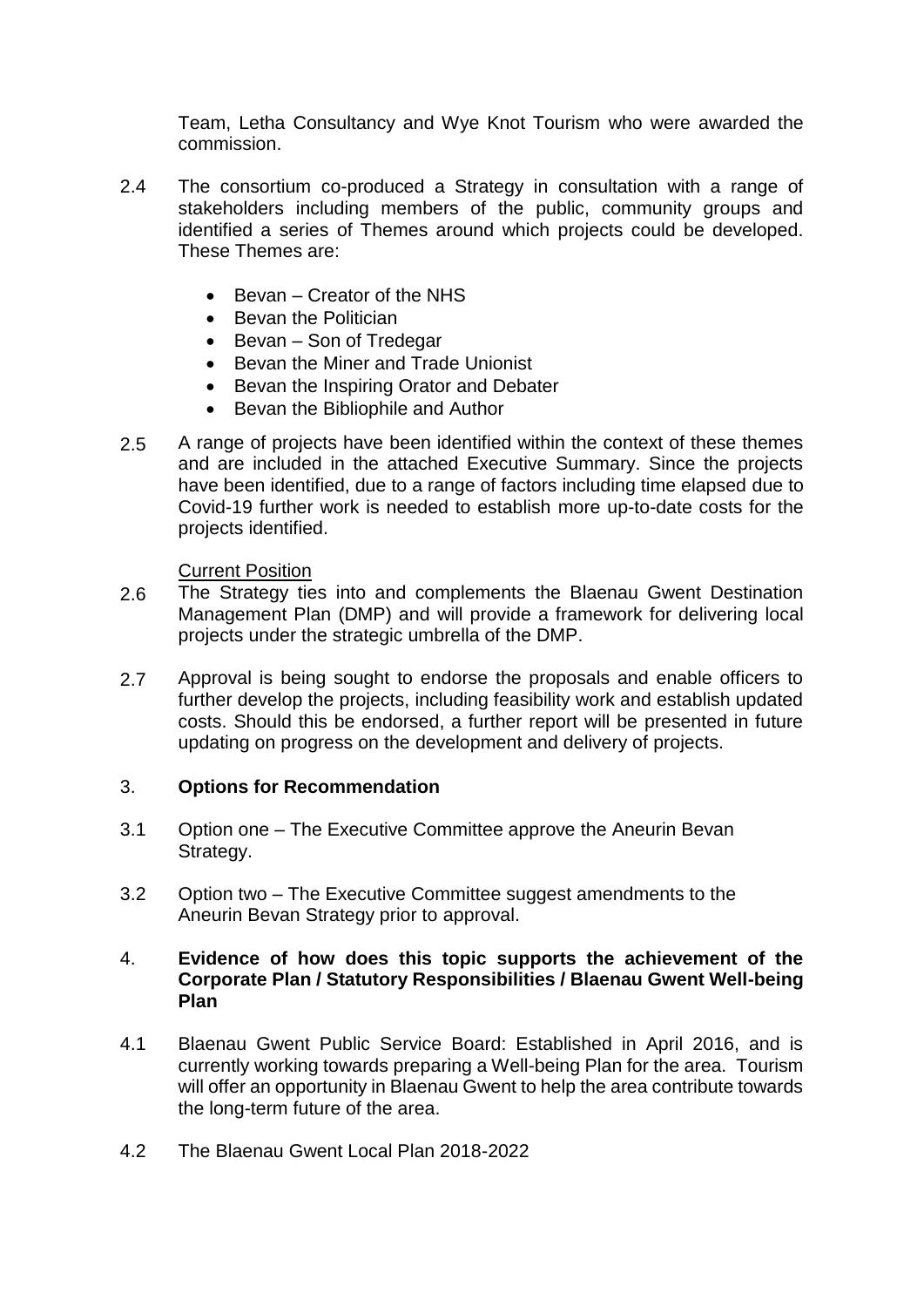Team, Letha Consultancy and Wye Knot Tourism who were awarded the commission.

2.4 The consortium co-produced a Strategy in consultation with a range of stakeholders including members of the public, community groups and identified a series of Themes around which projects could be developed. These Themes are:

- Bevan – Creator of the NHS
- Bevan the Politician
- Bevan – Son of Tredegar
- Bevan the Miner and Trade Unionist
- Bevan the Inspiring Orator and Debater
- Bevan the Bibliophile and Author

2.5 A range of projects have been identified within the context of these themes and are included in the attached Executive Summary. Since the projects have been identified, due to a range of factors including time elapsed due to Covid-19 further work is needed to establish more up-to-date costs for the projects identified.

Current Position

2.6 The Strategy ties into and complements the Blaenau Gwent Destination Management Plan (DMP) and will provide a framework for delivering local projects under the strategic umbrella of the DMP.

2.7 Approval is being sought to endorse the proposals and enable officers to further develop the projects, including feasibility work and establish updated costs. Should this be endorsed, a further report will be presented in future updating on progress on the development and delivery of projects.

## 3. Options for Recommendation

3.1 Option one – The Executive Committee approve the Aneurin Bevan Strategy.

3.2 Option two – The Executive Committee suggest amendments to the Aneurin Bevan Strategy prior to approval.

## 4. Evidence of how does this topic supports the achievement of the Corporate Plan / Statutory Responsibilities / Blaenau Gwent Well-being Plan

4.1 Blaenau Gwent Public Service Board: Established in April 2016, and is currently working towards preparing a Well-being Plan for the area. Tourism will offer an opportunity in Blaenau Gwent to help the area contribute towards the long-term future of the area.

4.2 The Blaenau Gwent Local Plan 2018-2022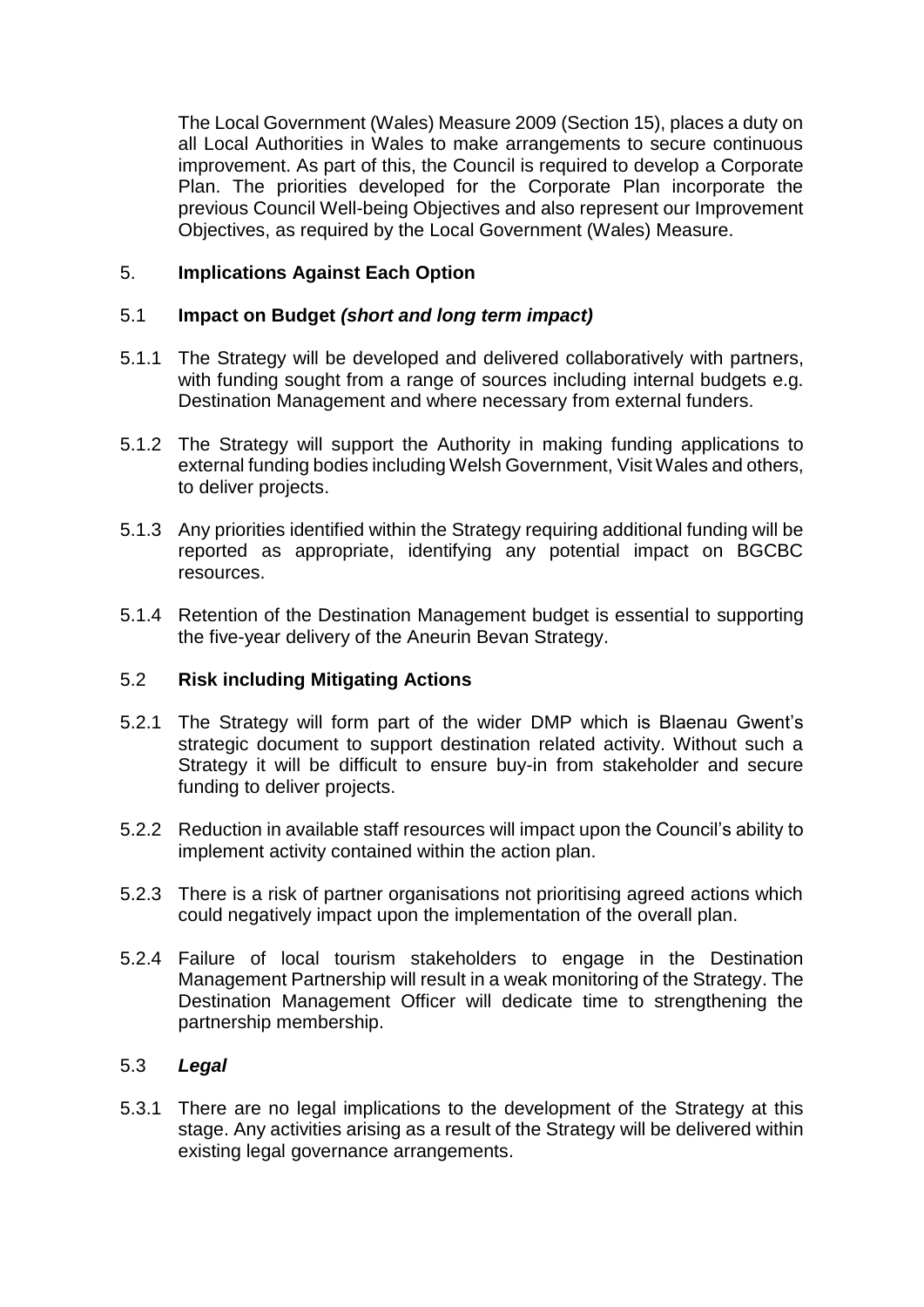The Local Government (Wales) Measure 2009 (Section 15), places a duty on all Local Authorities in Wales to make arrangements to secure continuous improvement. As part of this, the Council is required to develop a Corporate Plan. The priorities developed for the Corporate Plan incorporate the previous Council Well-being Objectives and also represent our Improvement Objectives, as required by the Local Government (Wales) Measure.

## 5. Implications Against Each Option

### 5.1 Impact on Budget *(short and long term impact)*

5.1.1 The Strategy will be developed and delivered collaboratively with partners, with funding sought from a range of sources including internal budgets e.g. Destination Management and where necessary from external funders.

5.1.2 The Strategy will support the Authority in making funding applications to external funding bodies including Welsh Government, Visit Wales and others, to deliver projects.

5.1.3 Any priorities identified within the Strategy requiring additional funding will be reported as appropriate, identifying any potential impact on BGCBC resources.

5.1.4 Retention of the Destination Management budget is essential to supporting the five-year delivery of the Aneurin Bevan Strategy.

### 5.2 Risk including Mitigating Actions

5.2.1 The Strategy will form part of the wider DMP which is Blaenau Gwent's strategic document to support destination related activity. Without such a Strategy it will be difficult to ensure buy-in from stakeholder and secure funding to deliver projects.

5.2.2 Reduction in available staff resources will impact upon the Council's ability to implement activity contained within the action plan.

5.2.3 There is a risk of partner organisations not prioritising agreed actions which could negatively impact upon the implementation of the overall plan.

5.2.4 Failure of local tourism stakeholders to engage in the Destination Management Partnership will result in a weak monitoring of the Strategy. The Destination Management Officer will dedicate time to strengthening the partnership membership.

### 5.3 *Legal*

5.3.1 There are no legal implications to the development of the Strategy at this stage. Any activities arising as a result of the Strategy will be delivered within existing legal governance arrangements.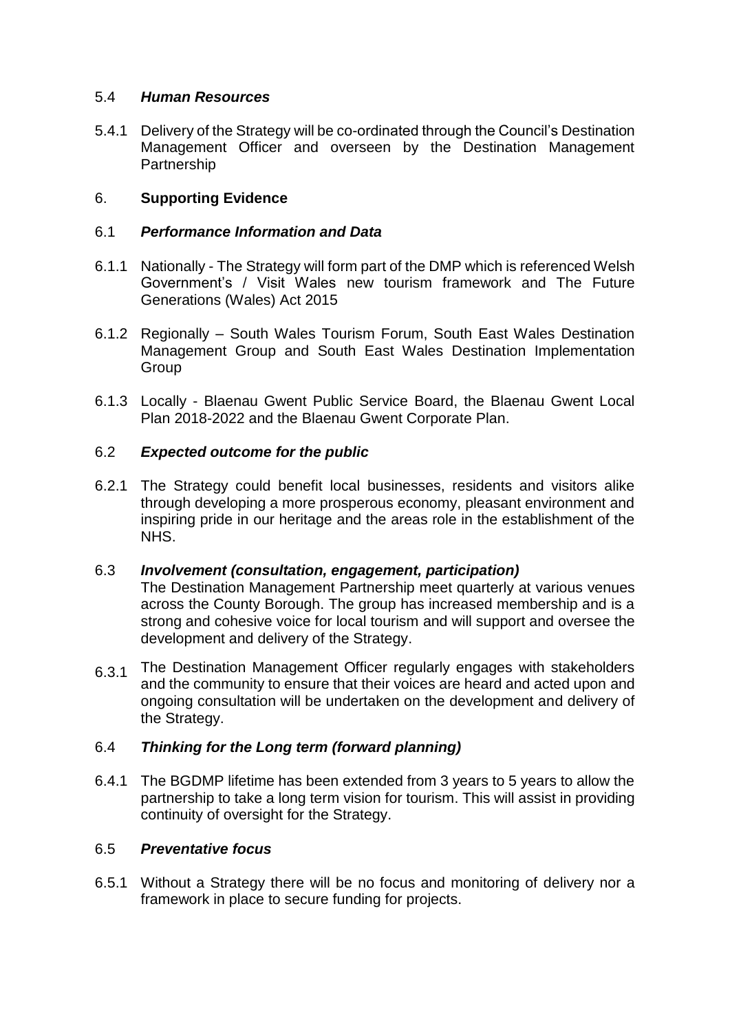### 5.4 *Human Resources*

5.4.1 Delivery of the Strategy will be co-ordinated through the Council's Destination Management Officer and overseen by the Destination Management Partnership

## 6. **Supporting Evidence**

### 6.1 *Performance Information and Data*

6.1.1 Nationally - The Strategy will form part of the DMP which is referenced Welsh Government's / Visit Wales new tourism framework and The Future Generations (Wales) Act 2015

6.1.2 Regionally – South Wales Tourism Forum, South East Wales Destination Management Group and South East Wales Destination Implementation Group

6.1.3 Locally - Blaenau Gwent Public Service Board, the Blaenau Gwent Local Plan 2018-2022 and the Blaenau Gwent Corporate Plan.

### 6.2 *Expected outcome for the public*

6.2.1 The Strategy could benefit local businesses, residents and visitors alike through developing a more prosperous economy, pleasant environment and inspiring pride in our heritage and the areas role in the establishment of the NHS.

### 6.3 *Involvement (consultation, engagement, participation)*

The Destination Management Partnership meet quarterly at various venues across the County Borough. The group has increased membership and is a strong and cohesive voice for local tourism and will support and oversee the development and delivery of the Strategy.

6.3.1 The Destination Management Officer regularly engages with stakeholders and the community to ensure that their voices are heard and acted upon and ongoing consultation will be undertaken on the development and delivery of the Strategy.

### 6.4 *Thinking for the Long term (forward planning)*

6.4.1 The BGDMP lifetime has been extended from 3 years to 5 years to allow the partnership to take a long term vision for tourism. This will assist in providing continuity of oversight for the Strategy.

### 6.5 *Preventative focus*

6.5.1 Without a Strategy there will be no focus and monitoring of delivery nor a framework in place to secure funding for projects.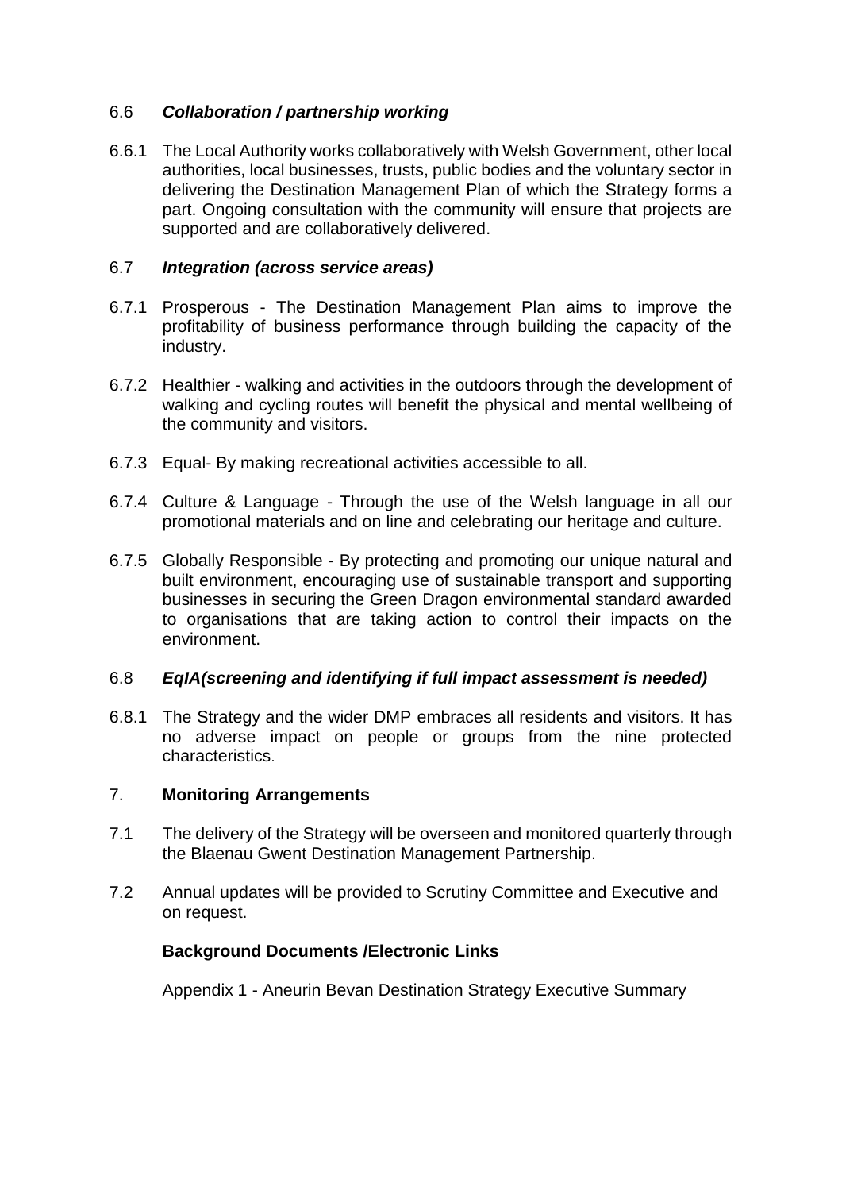### 6.6 *Collaboration / partnership working*

6.6.1 The Local Authority works collaboratively with Welsh Government, other local authorities, local businesses, trusts, public bodies and the voluntary sector in delivering the Destination Management Plan of which the Strategy forms a part. Ongoing consultation with the community will ensure that projects are supported and are collaboratively delivered.

### 6.7 *Integration (across service areas)*

6.7.1 Prosperous - The Destination Management Plan aims to improve the profitability of business performance through building the capacity of the industry.

6.7.2 Healthier - walking and activities in the outdoors through the development of walking and cycling routes will benefit the physical and mental wellbeing of the community and visitors.

6.7.3 Equal- By making recreational activities accessible to all.

6.7.4 Culture & Language - Through the use of the Welsh language in all our promotional materials and on line and celebrating our heritage and culture.

6.7.5 Globally Responsible - By protecting and promoting our unique natural and built environment, encouraging use of sustainable transport and supporting businesses in securing the Green Dragon environmental standard awarded to organisations that are taking action to control their impacts on the environment.

### 6.8 *EqIA(screening and identifying if full impact assessment is needed)*

6.8.1 The Strategy and the wider DMP embraces all residents and visitors. It has no adverse impact on people or groups from the nine protected characteristics.

## 7. **Monitoring Arrangements**

7.1 The delivery of the Strategy will be overseen and monitored quarterly through the Blaenau Gwent Destination Management Partnership.

7.2 Annual updates will be provided to Scrutiny Committee and Executive and on request.

**Background Documents /Electronic Links**

Appendix 1 - Aneurin Bevan Destination Strategy Executive Summary